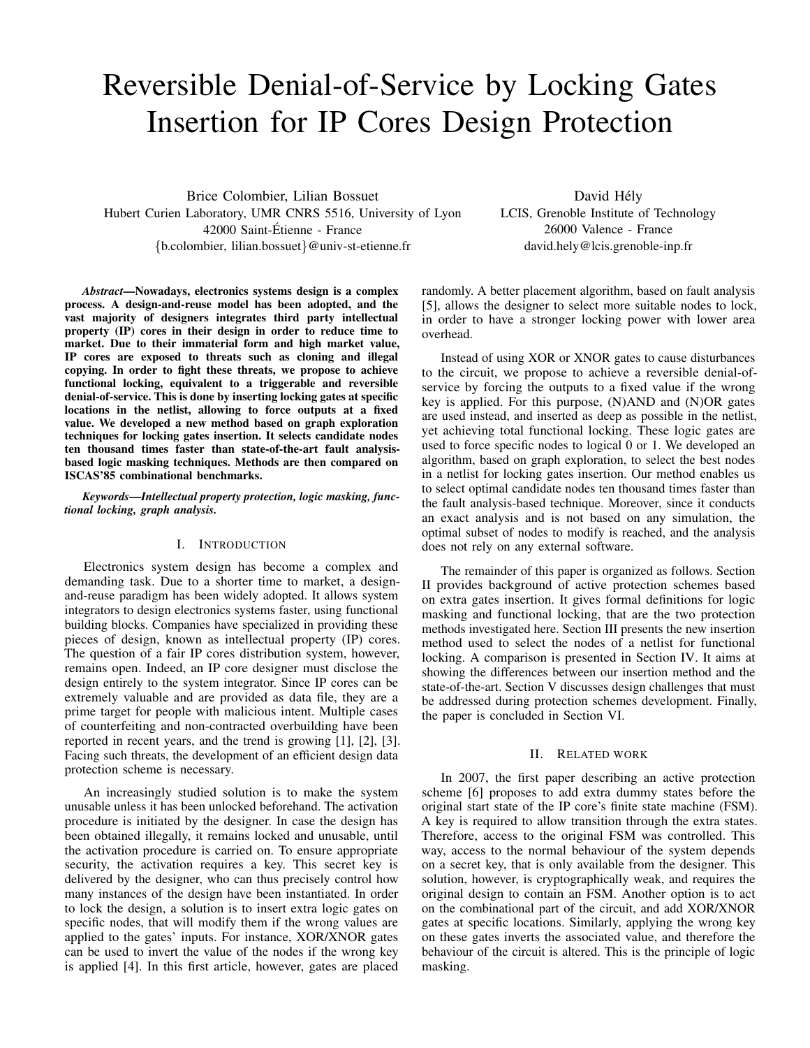# Reversible Denial-of-Service by Locking Gates Insertion for IP Cores Design Protection

Brice Colombier, Lilian Bossuet
Hubert Curien Laboratory, UMR CNRS 5516, University of Lyon
42000 Saint-Étienne - France
{b.colombier, lilian.bossuet}@univ-st-etienne.fr

David Hély
LCIS, Grenoble Institute of Technology
26000 Valence - France
david.hely@lcis.grenoble-inp.fr

***Abstract*—Nowadays, electronics systems design is a complex process. A design-and-reuse model has been adopted, and the vast majority of designers integrates third party intellectual property (IP) cores in their design in order to reduce time to market. Due to their immaterial form and high market value, IP cores are exposed to threats such as cloning and illegal copying. In order to fight these threats, we propose to achieve functional locking, equivalent to a triggerable and reversible denial-of-service. This is done by inserting locking gates at specific locations in the netlist, allowing to force outputs at a fixed value. We developed a new method based on graph exploration techniques for locking gates insertion. It selects candidate nodes ten thousand times faster than state-of-the-art fault analysis-based logic masking techniques. Methods are then compared on ISCAS'85 combinational benchmarks.**

***Keywords*—Intellectual property protection, logic masking, functional locking, graph analysis.**

## I. Introduction

Electronics system design has become a complex and demanding task. Due to a shorter time to market, a design-and-reuse paradigm has been widely adopted. It allows system integrators to design electronics systems faster, using functional building blocks. Companies have specialized in providing these pieces of design, known as intellectual property (IP) cores. The question of a fair IP cores distribution system, however, remains open. Indeed, an IP core designer must disclose the design entirely to the system integrator. Since IP cores can be extremely valuable and are provided as data file, they are a prime target for people with malicious intent. Multiple cases of counterfeiting and non-contracted overbuilding have been reported in recent years, and the trend is growing [1], [2], [3]. Facing such threats, the development of an efficient design data protection scheme is necessary.

An increasingly studied solution is to make the system unusable unless it has been unlocked beforehand. The activation procedure is initiated by the designer. In case the design has been obtained illegally, it remains locked and unusable, until the activation procedure is carried on. To ensure appropriate security, the activation requires a key. This secret key is delivered by the designer, who can thus precisely control how many instances of the design have been instantiated. In order to lock the design, a solution is to insert extra logic gates on specific nodes, that will modify them if the wrong values are applied to the gates' inputs. For instance, XOR/XNOR gates can be used to invert the value of the nodes if the wrong key is applied [4]. In this first article, however, gates are placed randomly. A better placement algorithm, based on fault analysis [5], allows the designer to select more suitable nodes to lock, in order to have a stronger locking power with lower area overhead.

Instead of using XOR or XNOR gates to cause disturbances to the circuit, we propose to achieve a reversible denial-of-service by forcing the outputs to a fixed value if the wrong key is applied. For this purpose, (N)AND and (N)OR gates are used instead, and inserted as deep as possible in the netlist, yet achieving total functional locking. These logic gates are used to force specific nodes to logical 0 or 1. We developed an algorithm, based on graph exploration, to select the best nodes in a netlist for locking gates insertion. Our method enables us to select optimal candidate nodes ten thousand times faster than the fault analysis-based technique. Moreover, since it conducts an exact analysis and is not based on any simulation, the optimal subset of nodes to modify is reached, and the analysis does not rely on any external software.

The remainder of this paper is organized as follows. Section II provides background of active protection schemes based on extra gates insertion. It gives formal definitions for logic masking and functional locking, that are the two protection methods investigated here. Section III presents the new insertion method used to select the nodes of a netlist for functional locking. A comparison is presented in Section IV. It aims at showing the differences between our insertion method and the state-of-the-art. Section V discusses design challenges that must be addressed during protection schemes development. Finally, the paper is concluded in Section VI.

## II. Related work

In 2007, the first paper describing an active protection scheme [6] proposes to add extra dummy states before the original start state of the IP core's finite state machine (FSM). A key is required to allow transition through the extra states. Therefore, access to the original FSM was controlled. This way, access to the normal behaviour of the system depends on a secret key, that is only available from the designer. This solution, however, is cryptographically weak, and requires the original design to contain an FSM. Another option is to act on the combinational part of the circuit, and add XOR/XNOR gates at specific locations. Similarly, applying the wrong key on these gates inverts the associated value, and therefore the behaviour of the circuit is altered. This is the principle of logic masking.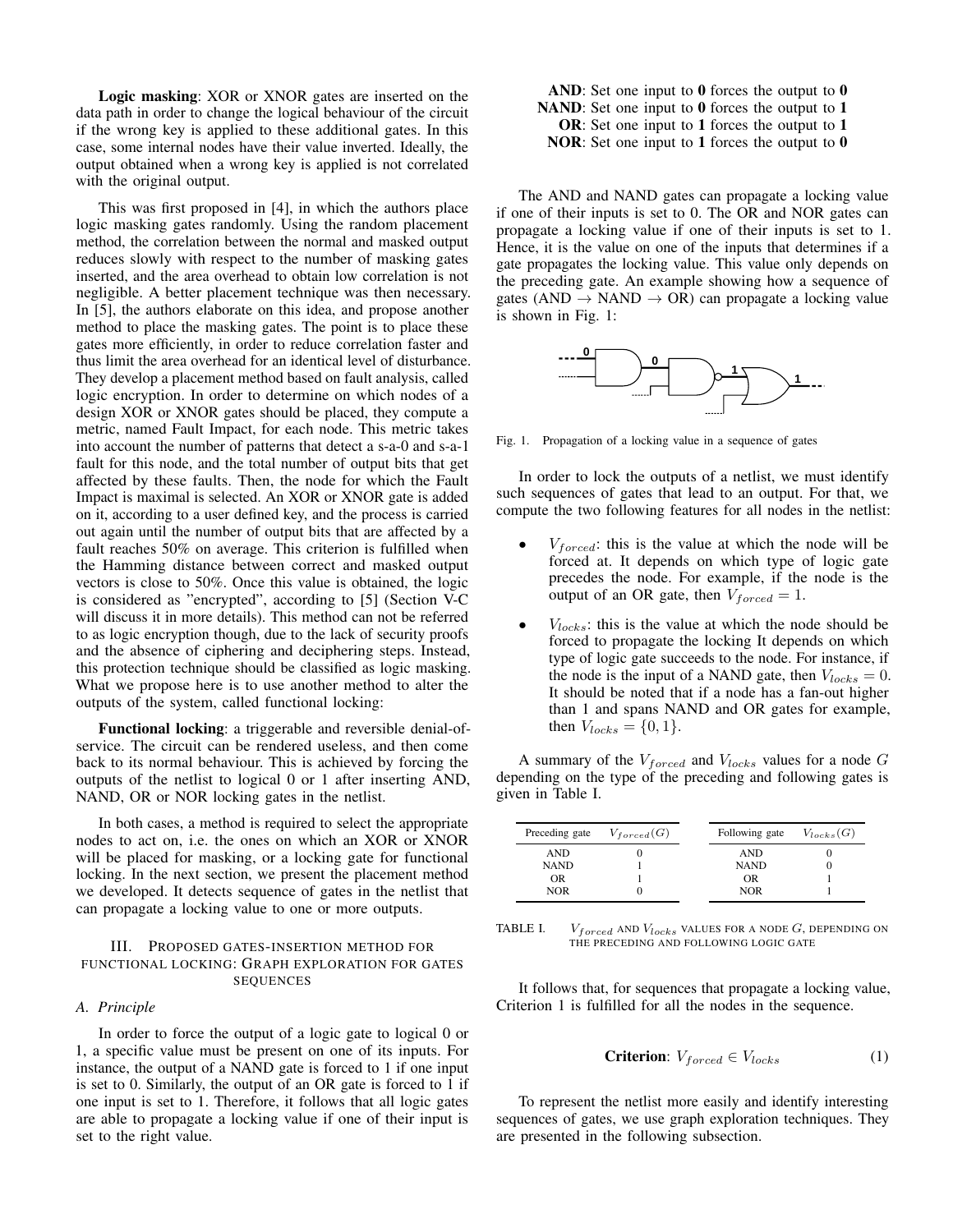**Logic masking**: XOR or XNOR gates are inserted on the data path in order to change the logical behaviour of the circuit if the wrong key is applied to these additional gates. In this case, some internal nodes have their value inverted. Ideally, the output obtained when a wrong key is applied is not correlated with the original output.

This was first proposed in [4], in which the authors place logic masking gates randomly. Using the random placement method, the correlation between the normal and masked output reduces slowly with respect to the number of masking gates inserted, and the area overhead to obtain low correlation is not negligible. A better placement technique was then necessary. In [5], the authors elaborate on this idea, and propose another method to place the masking gates. The point is to place these gates more efficiently, in order to reduce correlation faster and thus limit the area overhead for an identical level of disturbance. They develop a placement method based on fault analysis, called logic encryption. In order to determine on which nodes of a design XOR or XNOR gates should be placed, they compute a metric, named Fault Impact, for each node. This metric takes into account the number of patterns that detect a s-a-0 and s-a-1 fault for this node, and the total number of output bits that get affected by these faults. Then, the node for which the Fault Impact is maximal is selected. An XOR or XNOR gate is added on it, according to a user defined key, and the process is carried out again until the number of output bits that are affected by a fault reaches 50% on average. This criterion is fulfilled when the Hamming distance between correct and masked output vectors is close to 50%. Once this value is obtained, the logic is considered as "encrypted", according to [5] (Section V-C will discuss it in more details). This method can not be referred to as logic encryption though, due to the lack of security proofs and the absence of ciphering and deciphering steps. Instead, this protection technique should be classified as logic masking. What we propose here is to use another method to alter the outputs of the system, called functional locking:

**Functional locking**: a triggerable and reversible denial-of-service. The circuit can be rendered useless, and then come back to its normal behaviour. This is achieved by forcing the outputs of the netlist to logical 0 or 1 after inserting AND, NAND, OR or NOR locking gates in the netlist.

In both cases, a method is required to select the appropriate nodes to act on, i.e. the ones on which an XOR or XNOR will be placed for masking, or a locking gate for functional locking. In the next section, we present the placement method we developed. It detects sequence of gates in the netlist that can propagate a locking value to one or more outputs.

## III. Proposed gates-insertion method for functional locking: Graph exploration for gates sequences

### A. Principle

In order to force the output of a logic gate to logical 0 or 1, a specific value must be present on one of its inputs. For instance, the output of a NAND gate is forced to 1 if one input is set to 0. Similarly, the output of an OR gate is forced to 1 if one input is set to 1. Therefore, it follows that all logic gates are able to propagate a locking value if one of their input is set to the right value.

**AND**: Set one input to **0** forces the output to **0**
**NAND**: Set one input to **0** forces the output to **1**
**OR**: Set one input to **1** forces the output to **1**
**NOR**: Set one input to **1** forces the output to **0**

The AND and NAND gates can propagate a locking value if one of their inputs is set to 0. The OR and NOR gates can propagate a locking value if one of their inputs is set to 1. Hence, it is the value on one of the inputs that determines if a gate propagates the locking value. This value only depends on the preceding gate. An example showing how a sequence of gates (AND → NAND → OR) can propagate a locking value is shown in Fig. 1:

Fig. 1. Propagation of a locking value in a sequence of gates

In order to lock the outputs of a netlist, we must identify such sequences of gates that lead to an output. For that, we compute the two following features for all nodes in the netlist:

- $V_{forced}$: this is the value at which the node will be forced at. It depends on which type of logic gate precedes the node. For example, if the node is the output of an OR gate, then $V_{forced} = 1$.
- $V_{locks}$: this is the value at which the node should be forced to propagate the locking It depends on which type of logic gate succeeds to the node. For instance, if the node is the input of a NAND gate, then $V_{locks} = 0$. It should be noted that if a node has a fan-out higher than 1 and spans NAND and OR gates for example, then $V_{locks} = \{0, 1\}$.

A summary of the $V_{forced}$ and $V_{locks}$ values for a node $G$ depending on the type of the preceding and following gates is given in Table I.

| Preceding gate | $V_{forced}(G)$ | Following gate | $V_{locks}(G)$ |
|---|---|---|---|
| AND | 0 | AND | 0 |
| NAND | 1 | NAND | 0 |
| OR | 1 | OR | 1 |
| NOR | 0 | NOR | 1 |

TABLE I. $V_{forced}$ and $V_{locks}$ values for a node $G$, depending on the preceding and following logic gate

It follows that, for sequences that propagate a locking value, Criterion 1 is fulfilled for all the nodes in the sequence.

$$\textbf{Criterion}: V_{forced} \in V_{locks} \tag{1}$$

To represent the netlist more easily and identify interesting sequences of gates, we use graph exploration techniques. They are presented in the following subsection.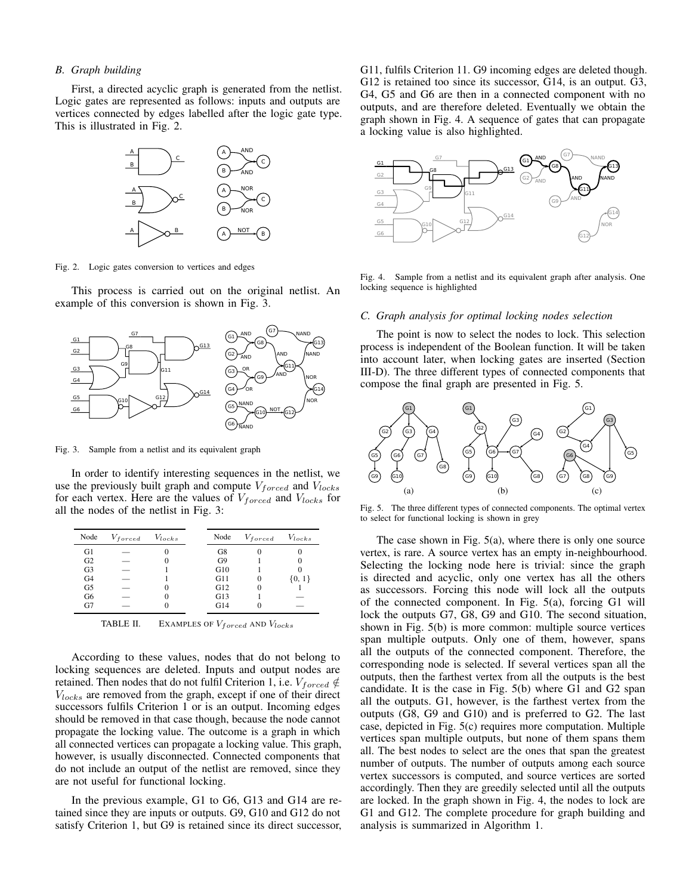### B. Graph building

First, a directed acyclic graph is generated from the netlist. Logic gates are represented as follows: inputs and outputs are vertices connected by edges labelled after the logic gate type. This is illustrated in Fig. 2.

Fig. 2. Logic gates conversion to vertices and edges

This process is carried out on the original netlist. An example of this conversion is shown in Fig. 3.

Fig. 3. Sample from a netlist and its equivalent graph

In order to identify interesting sequences in the netlist, we use the previously built graph and compute $V_{forced}$ and $V_{locks}$ for each vertex. Here are the values of $V_{forced}$ and $V_{locks}$ for all the nodes of the netlist in Fig. 3:

| Node | $V_{forced}$ | $V_{locks}$ | Node | $V_{forced}$ | $V_{locks}$ |
|---|---|---|---|---|---|
| G1 | — | 0 | G8 | 0 | 0 |
| G2 | — | 0 | G9 | 1 | 0 |
| G3 | — | 1 | G10 | 1 | 0 |
| G4 | — | 1 | G11 | 0 | {0, 1} |
| G5 | — | 0 | G12 | 0 | 1 |
| G6 | — | 0 | G13 | 1 | — |
| G7 | — | 0 | G14 | 0 | — |

TABLE II. EXAMPLES OF $V_{forced}$ AND $V_{locks}$

According to these values, nodes that do not belong to locking sequences are deleted. Inputs and output nodes are retained. Then nodes that do not fulfil Criterion 1, i.e. $V_{forced} \notin V_{locks}$ are removed from the graph, except if one of their direct successors fulfils Criterion 1 or is an output. Incoming edges should be removed in that case though, because the node cannot propagate the locking value. The outcome is a graph in which all connected vertices can propagate a locking value. This graph, however, is usually disconnected. Connected components that do not include an output of the netlist are removed, since they are not useful for functional locking.

In the previous example, G1 to G6, G13 and G14 are retained since they are inputs or outputs. G9, G10 and G12 do not satisfy Criterion 1, but G9 is retained since its direct successor, G11, fulfils Criterion 11. G9 incoming edges are deleted though. G12 is retained too since its successor, G14, is an output. G3, G4, G5 and G6 are then in a connected component with no outputs, and are therefore deleted. Eventually we obtain the graph shown in Fig. 4. A sequence of gates that can propagate a locking value is also highlighted.

Fig. 4. Sample from a netlist and its equivalent graph after analysis. One locking sequence is highlighted

### C. Graph analysis for optimal locking nodes selection

The point is now to select the nodes to lock. This selection process is independent of the Boolean function. It will be taken into account later, when locking gates are inserted (Section III-D). The three different types of connected components that compose the final graph are presented in Fig. 5.

Fig. 5. The three different types of connected components. The optimal vertex to select for functional locking is shown in grey

The case shown in Fig. 5(a), where there is only one source vertex, is rare. A source vertex has an empty in-neighbourhood. Selecting the locking node here is trivial: since the graph is directed and acyclic, only one vertex has all the others as successors. Forcing this node will lock all the outputs of the connected component. In Fig. 5(a), forcing G1 will lock the outputs G7, G8, G9 and G10. The second situation, shown in Fig. 5(b) is more common: multiple source vertices span multiple outputs. Only one of them, however, spans all the outputs of the connected component. Therefore, the corresponding node is selected. If several vertices span all the outputs, then the farthest vertex from all the outputs is the best candidate. It is the case in Fig. 5(b) where G1 and G2 span all the outputs. G1, however, is the farthest vertex from the outputs (G8, G9 and G10) and is preferred to G2. The last case, depicted in Fig. 5(c) requires more computation. Multiple vertices span multiple outputs, but none of them spans them all. The best nodes to select are the ones that span the greatest number of outputs. The number of outputs among each source vertex successors is computed, and source vertices are sorted accordingly. Then they are greedily selected until all the outputs are locked. In the graph shown in Fig. 4, the nodes to lock are G1 and G12. The complete procedure for graph building and analysis is summarized in Algorithm 1.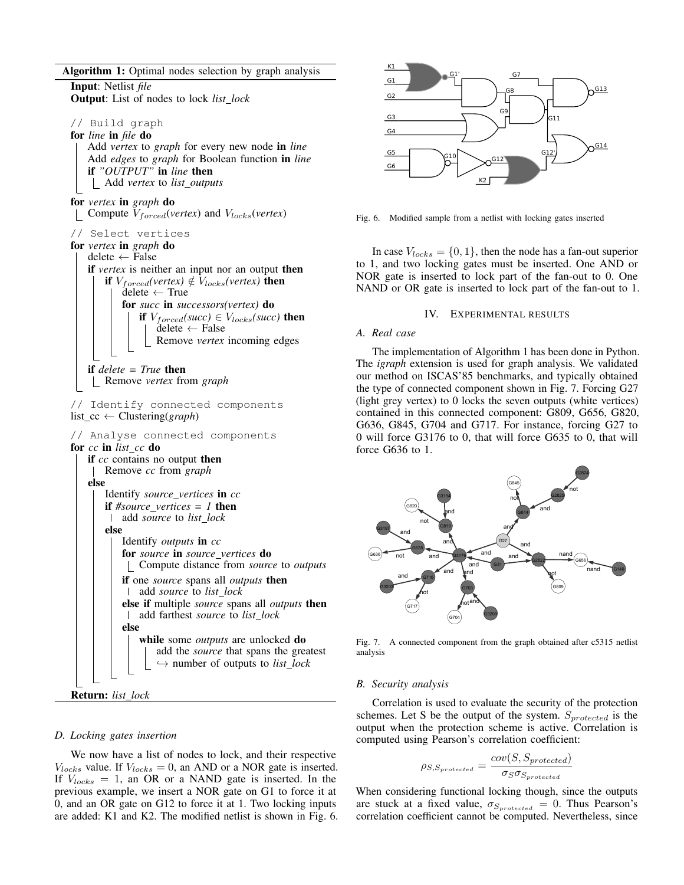**Algorithm 1:** Optimal nodes selection by graph analysis

```
Input: Netlist file
Output: List of nodes to lock list_lock

// Build graph
for line in file do
    Add vertex to graph for every new node in line
    Add edges to graph for Boolean function in line
    if "OUTPUT" in line then
        Add vertex to list_outputs

for vertex in graph do
    Compute V_forced(vertex) and V_locks(vertex)

// Select vertices
for vertex in graph do
    delete ← False
    if vertex is neither an input nor an output then
        if V_forced(vertex) ∉ V_locks(vertex) then
            delete ← True
            for succ in successors(vertex) do
                if V_forced(succ) ∈ V_locks(succ) then
                    delete ← False
                    Remove vertex incoming edges
    if delete = True then
        Remove vertex from graph

// Identify connected components
list_cc ← Clustering(graph)

// Analyse connected components
for cc in list_cc do
    if cc contains no output then
        Remove cc from graph
    else
        Identify source_vertices in cc
        if #source_vertices = 1 then
            add source to list_lock
        else
            Identify outputs in cc
            for source in source_vertices do
                Compute distance from source to outputs
            if one source spans all outputs then
                add source to list_lock
            else if multiple source spans all outputs then
                add farthest source to list_lock
            else
                while some outputs are unlocked do
                    add the source that spans the greatest
                    ↪ number of outputs to list_lock

Return: list_lock
```

### D. Locking gates insertion

We now have a list of nodes to lock, and their respective $V_{locks}$ value. If $V_{locks} = 0$, an AND or a NOR gate is inserted. If $V_{locks} = 1$, an OR or a NAND gate is inserted. In the previous example, we insert a NOR gate on G1 to force it at 0, and an OR gate on G12 to force it at 1. Two locking inputs are added: K1 and K2. The modified netlist is shown in Fig. 6.

Fig. 6. Modified sample from a netlist with locking gates inserted

In case $V_{locks} = \{0, 1\}$, then the node has a fan-out superior to 1, and two locking gates must be inserted. One AND or NOR gate is inserted to lock part of the fan-out to 0. One NAND or OR gate is inserted to lock part of the fan-out to 1.

## IV. Experimental results

### A. Real case

The implementation of Algorithm 1 has been done in Python. The *igraph* extension is used for graph analysis. We validated our method on ISCAS'85 benchmarks, and typically obtained the type of connected component shown in Fig. 7. Forcing G27 (light grey vertex) to 0 locks the seven outputs (white vertices) contained in this connected component: G809, G656, G820, G636, G845, G704 and G717. For instance, forcing G27 to 0 will force G3176 to 0, that will force G635 to 0, that will force G636 to 1.

Fig. 7. A connected component from the graph obtained after c5315 netlist analysis

### B. Security analysis

Correlation is used to evaluate the security of the protection schemes. Let S be the output of the system. $S_{protected}$ is the output when the protection scheme is active. Correlation is computed using Pearson's correlation coefficient:

$$\rho_{S,S_{protected}} = \frac{cov(S, S_{protected})}{\sigma_S \sigma_{S_{protected}}}$$

When considering functional locking though, since the outputs are stuck at a fixed value, $\sigma_{S_{protected}} = 0$. Thus Pearson's correlation coefficient cannot be computed. Nevertheless, since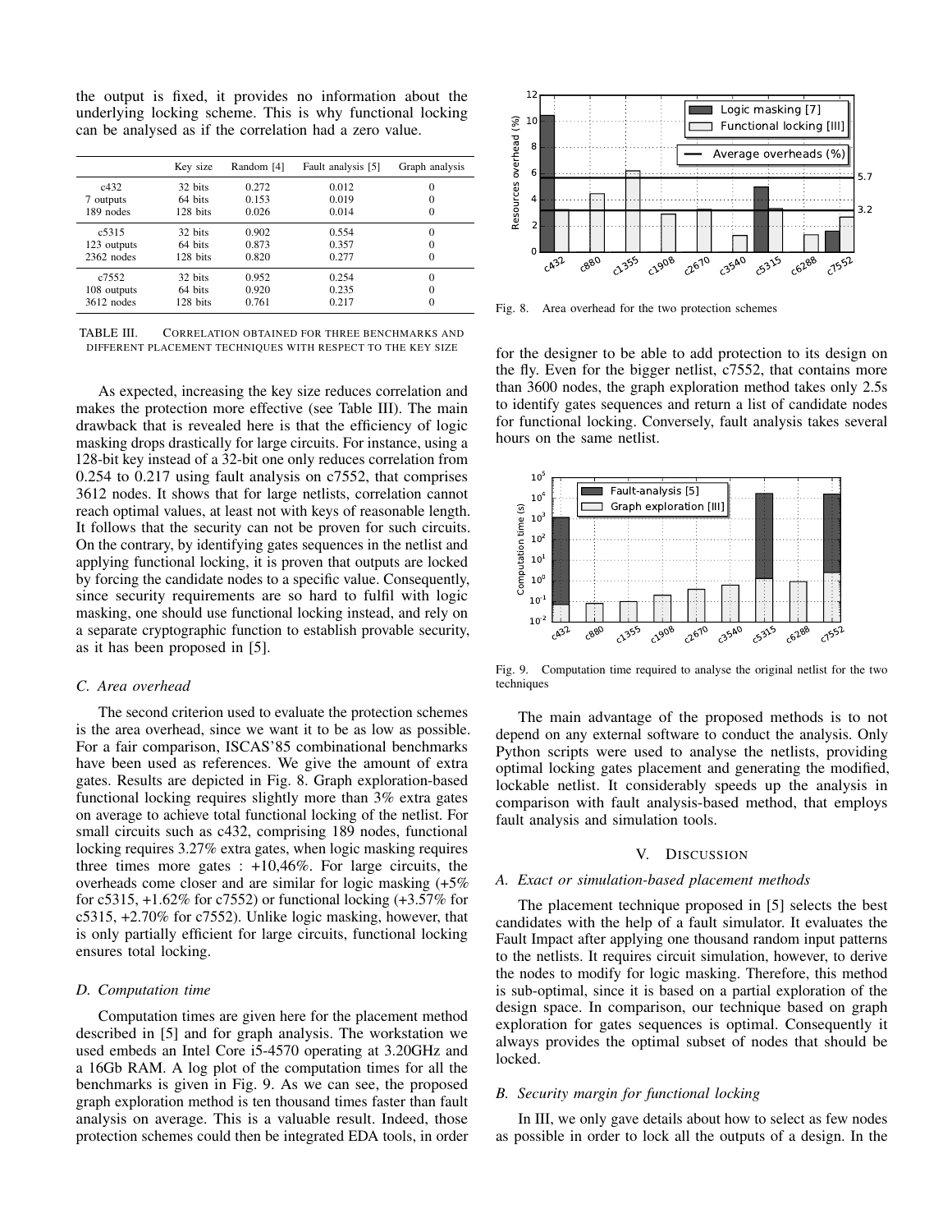the output is fixed, it provides no information about the underlying locking scheme. This is why functional locking can be analysed as if the correlation had a zero value.

| | Key size | Random [4] | Fault analysis [5] | Graph analysis |
|---|---|---|---|---|
| c432 | 32 bits | 0.272 | 0.012 | 0 |
| 7 outputs | 64 bits | 0.153 | 0.019 | 0 |
| 189 nodes | 128 bits | 0.026 | 0.014 | 0 |
| c5315 | 32 bits | 0.902 | 0.554 | 0 |
| 123 outputs | 64 bits | 0.873 | 0.357 | 0 |
| 2362 nodes | 128 bits | 0.820 | 0.277 | 0 |
| c7552 | 32 bits | 0.952 | 0.254 | 0 |
| 108 outputs | 64 bits | 0.920 | 0.235 | 0 |
| 3612 nodes | 128 bits | 0.761 | 0.217 | 0 |

TABLE III. Correlation obtained for three benchmarks and different placement techniques with respect to the key size

As expected, increasing the key size reduces correlation and makes the protection more effective (see Table III). The main drawback that is revealed here is that the efficiency of logic masking drops drastically for large circuits. For instance, using a 128-bit key instead of a 32-bit one only reduces correlation from 0.254 to 0.217 using fault analysis on c7552, that comprises 3612 nodes. It shows that for large netlists, correlation cannot reach optimal values, at least not with keys of reasonable length. It follows that the security can not be proven for such circuits. On the contrary, by identifying gates sequences in the netlist and applying functional locking, it is proven that outputs are locked by forcing the candidate nodes to a specific value. Consequently, since security requirements are so hard to fulfil with logic masking, one should use functional locking instead, and rely on a separate cryptographic function to establish provable security, as it has been proposed in [5].

### C. Area overhead

The second criterion used to evaluate the protection schemes is the area overhead, since we want it to be as low as possible. For a fair comparison, ISCAS'85 combinational benchmarks have been used as references. We give the amount of extra gates. Results are depicted in Fig. 8. Graph exploration-based functional locking requires slightly more than 3% extra gates on average to achieve total functional locking of the netlist. For small circuits such as c432, comprising 189 nodes, functional locking requires 3.27% extra gates, when logic masking requires three times more gates : +10,46%. For large circuits, the overheads come closer and are similar for logic masking (+5% for c5315, +1.62% for c7552) or functional locking (+3.57% for c5315, +2.70% for c7552). Unlike logic masking, however, that is only partially efficient for large circuits, functional locking ensures total locking.

### D. Computation time

Computation times are given here for the placement method described in [5] and for graph analysis. The workstation we used embeds an Intel Core i5-4570 operating at 3.20GHz and a 16Gb RAM. A log plot of the computation times for all the benchmarks is given in Fig. 9. As we can see, the proposed graph exploration method is ten thousand times faster than fault analysis on average. This is a valuable result. Indeed, those protection schemes could then be integrated EDA tools, in order for the designer to be able to add protection to its design on the fly. Even for the bigger netlist, c7552, that contains more than 3600 nodes, the graph exploration method takes only 2.5s to identify gates sequences and return a list of candidate nodes for functional locking. Conversely, fault analysis takes several hours on the same netlist.

Fig. 8. Area overhead for the two protection schemes

Fig. 9. Computation time required to analyse the original netlist for the two techniques

The main advantage of the proposed methods is to not depend on any external software to conduct the analysis. Only Python scripts were used to analyse the netlists, providing optimal locking gates placement and generating the modified, lockable netlist. It considerably speeds up the analysis in comparison with fault analysis-based method, that employs fault analysis and simulation tools.

## V. Discussion

### A. Exact or simulation-based placement methods

The placement technique proposed in [5] selects the best candidates with the help of a fault simulator. It evaluates the Fault Impact after applying one thousand random input patterns to the netlists. It requires circuit simulation, however, to derive the nodes to modify for logic masking. Therefore, this method is sub-optimal, since it is based on a partial exploration of the design space. In comparison, our technique based on graph exploration for gates sequences is optimal. Consequently it always provides the optimal subset of nodes that should be locked.

### B. Security margin for functional locking

In III, we only gave details about how to select as few nodes as possible in order to lock all the outputs of a design. In the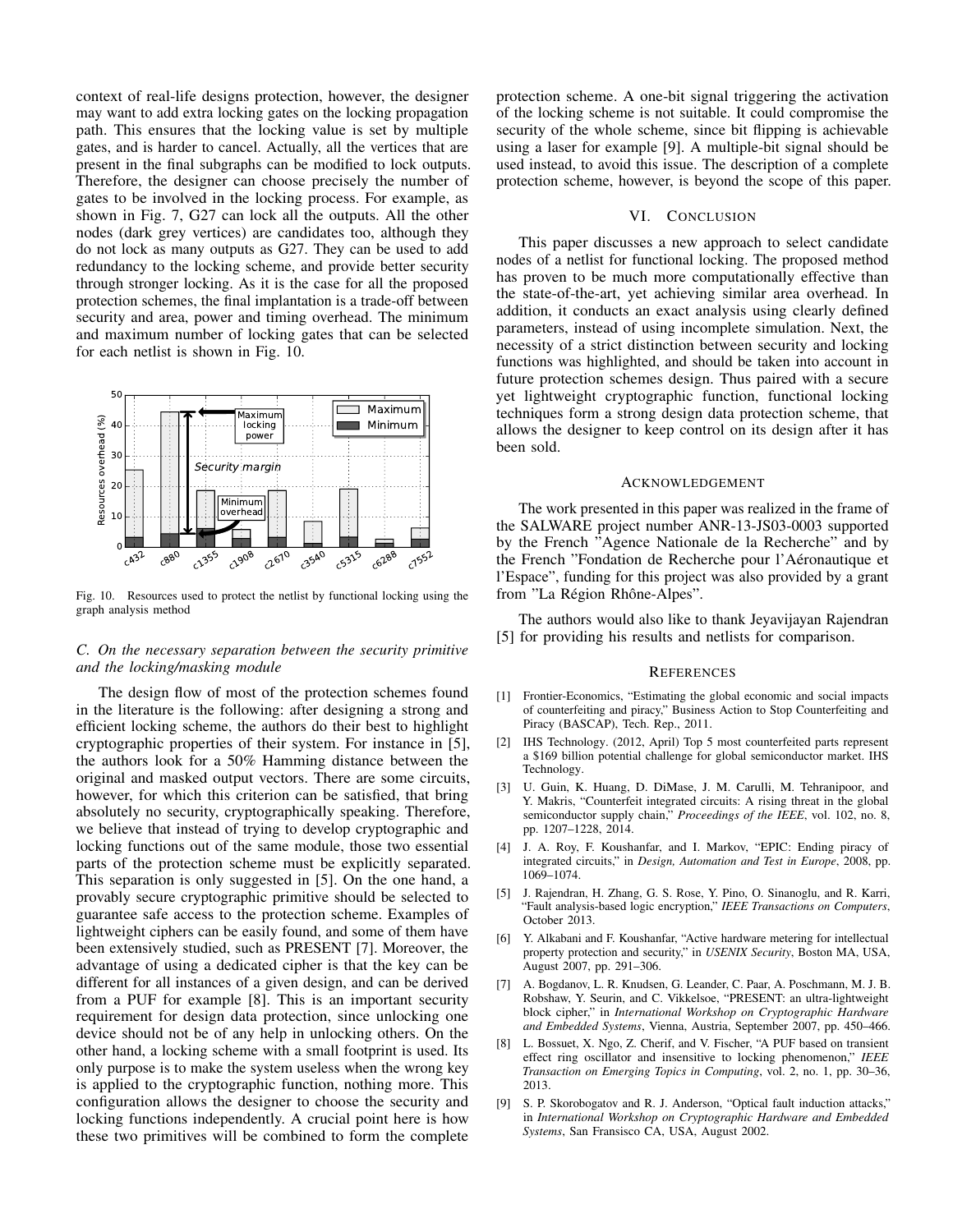context of real-life designs protection, however, the designer may want to add extra locking gates on the locking propagation path. This ensures that the locking value is set by multiple gates, and is harder to cancel. Actually, all the vertices that are present in the final subgraphs can be modified to lock outputs. Therefore, the designer can choose precisely the number of gates to be involved in the locking process. For example, as shown in Fig. 7, G27 can lock all the outputs. All the other nodes (dark grey vertices) are candidates too, although they do not lock as many outputs as G27. They can be used to add redundancy to the locking scheme, and provide better security through stronger locking. As it is the case for all the proposed protection schemes, the final implantation is a trade-off between security and area, power and timing overhead. The minimum and maximum number of locking gates that can be selected for each netlist is shown in Fig. 10.

Resources overhead (%)
0
10
20
30
40
50
Maximum
Minimum
Maximum locking power
Security margin
Minimum overhead
c432
c880
c1355
c1908
c2670
c3540
c5315
c6288
c7552

Fig. 10. Resources used to protect the netlist by functional locking using the graph analysis method

### C. On the necessary separation between the security primitive and the locking/masking module

The design flow of most of the protection schemes found in the literature is the following: after designing a strong and efficient locking scheme, the authors do their best to highlight cryptographic properties of their system. For instance in [5], the authors look for a 50% Hamming distance between the original and masked output vectors. There are some circuits, however, for which this criterion can be satisfied, that bring absolutely no security, cryptographically speaking. Therefore, we believe that instead of trying to develop cryptographic and locking functions out of the same module, those two essential parts of the protection scheme must be explicitly separated. This separation is only suggested in [5]. On the one hand, a provably secure cryptographic primitive should be selected to guarantee safe access to the protection scheme. Examples of lightweight ciphers can be easily found, and some of them have been extensively studied, such as PRESENT [7]. Moreover, the advantage of using a dedicated cipher is that the key can be different for all instances of a given design, and can be derived from a PUF for example [8]. This is an important security requirement for design data protection, since unlocking one device should not be of any help in unlocking others. On the other hand, a locking scheme with a small footprint is used. Its only purpose is to make the system useless when the wrong key is applied to the cryptographic function, nothing more. This configuration allows the designer to choose the security and locking functions independently. A crucial point here is how these two primitives will be combined to form the complete protection scheme. A one-bit signal triggering the activation of the locking scheme is not suitable. It could compromise the security of the whole scheme, since bit flipping is achievable using a laser for example [9]. A multiple-bit signal should be used instead, to avoid this issue. The description of a complete protection scheme, however, is beyond the scope of this paper.

## VI. Conclusion

This paper discusses a new approach to select candidate nodes of a netlist for functional locking. The proposed method has proven to be much more computationally effective than the state-of-the-art, yet achieving similar area overhead. In addition, it conducts an exact analysis using clearly defined parameters, instead of using incomplete simulation. Next, the necessity of a strict distinction between security and locking functions was highlighted, and should be taken into account in future protection schemes design. Thus paired with a secure yet lightweight cryptographic function, functional locking techniques form a strong design data protection scheme, that allows the designer to keep control on its design after it has been sold.

## Acknowledgement

The work presented in this paper was realized in the frame of the SALWARE project number ANR-13-JS03-0003 supported by the French "Agence Nationale de la Recherche" and by the French "Fondation de Recherche pour l'Aéronautique et l'Espace", funding for this project was also provided by a grant from "La Région Rhône-Alpes".

The authors would also like to thank Jeyavijayan Rajendran [5] for providing his results and netlists for comparison.

## References

[1] Frontier-Economics, "Estimating the global economic and social impacts of counterfeiting and piracy," Business Action to Stop Counterfeiting and Piracy (BASCAP), Tech. Rep., 2011.

[2] IHS Technology. (2012, April) Top 5 most counterfeited parts represent a $169 billion potential challenge for global semiconductor market. IHS Technology.

[3] U. Guin, K. Huang, D. DiMase, J. M. Carulli, M. Tehranipoor, and Y. Makris, "Counterfeit integrated circuits: A rising threat in the global semiconductor supply chain," *Proceedings of the IEEE*, vol. 102, no. 8, pp. 1207–1228, 2014.

[4] J. A. Roy, F. Koushanfar, and I. Markov, "EPIC: Ending piracy of integrated circuits," in *Design, Automation and Test in Europe*, 2008, pp. 1069–1074.

[5] J. Rajendran, H. Zhang, G. S. Rose, Y. Pino, O. Sinanoglu, and R. Karri, "Fault analysis-based logic encryption," *IEEE Transactions on Computers*, October 2013.

[6] Y. Alkabani and F. Koushanfar, "Active hardware metering for intellectual property protection and security," in *USENIX Security*, Boston MA, USA, August 2007, pp. 291–306.

[7] A. Bogdanov, L. R. Knudsen, G. Leander, C. Paar, A. Poschmann, M. J. B. Robshaw, Y. Seurin, and C. Vikkelsoe, "PRESENT: an ultra-lightweight block cipher," in *International Workshop on Cryptographic Hardware and Embedded Systems*, Vienna, Austria, September 2007, pp. 450–466.

[8] L. Bossuet, X. Ngo, Z. Cherif, and V. Fischer, "A PUF based on transient effect ring oscillator and insensitive to locking phenomenon," *IEEE Transaction on Emerging Topics in Computing*, vol. 2, no. 1, pp. 30–36, 2013.

[9] S. P. Skorobogatov and R. J. Anderson, "Optical fault induction attacks," in *International Workshop on Cryptographic Hardware and Embedded Systems*, San Fransisco CA, USA, August 2002.